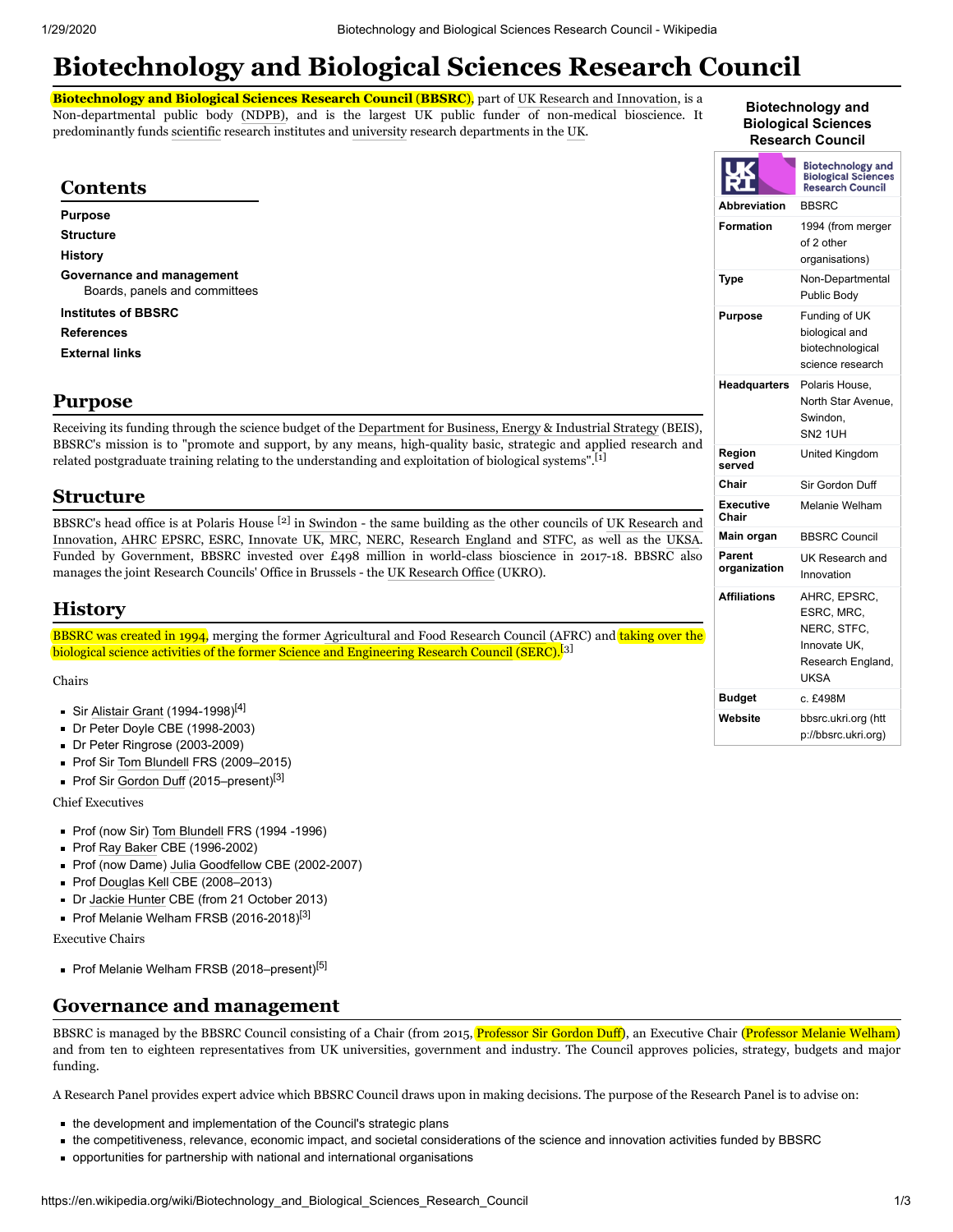# Biotechnology and Biological Sciences Research Council

**Biotechnology and Biological Sciences Research Council** (**BBSRC**), part of UK Research and Innovation, is a Non-departmental public body (NDPB), and is the largest UK public funder of non-medical bioscience. It predominantly funds scientific research institutes and university research departments in the UK.

| Biotechnology and Biological Sciences Research Council | |
|---|---|
| Abbreviation | BBSRC |
| Formation | 1994 (from merger of 2 other organisations) |
| Type | Non-Departmental Public Body |
| Purpose | Funding of UK biological and biotechnological science research |
| Headquarters | Polaris House, North Star Avenue, Swindon, SN2 1UH |
| Region served | United Kingdom |
| Chair | Sir Gordon Duff |
| Executive Chair | Melanie Welham |
| Main organ | BBSRC Council |
| Parent organization | UK Research and Innovation |
| Affiliations | AHRC, EPSRC, ESRC, MRC, NERC, STFC, Innovate UK, Research England, UKSA |
| Budget | c. £498M |
| Website | bbsrc.ukri.org (http://bbsrc.ukri.org) |

## Contents

- Purpose
- Structure
- History
- Governance and management
  - Boards, panels and committees
- Institutes of BBSRC
- References
- External links

## Purpose

Receiving its funding through the science budget of the Department for Business, Energy & Industrial Strategy (BEIS), BBSRC's mission is to "promote and support, by any means, high-quality basic, strategic and applied research and related postgraduate training relating to the understanding and exploitation of biological systems".[1]

## Structure

BBSRC's head office is at Polaris House [2] in Swindon - the same building as the other councils of UK Research and Innovation, AHRC EPSRC, ESRC, Innovate UK, MRC, NERC, Research England and STFC, as well as the UKSA. Funded by Government, BBSRC invested over £498 million in world-class bioscience in 2017-18. BBSRC also manages the joint Research Councils' Office in Brussels - the UK Research Office (UKRO).

## History

BBSRC was created in 1994, merging the former Agricultural and Food Research Council (AFRC) and taking over the biological science activities of the former Science and Engineering Research Council (SERC).[3]

Chairs

- Sir Alistair Grant (1994-1998)[4]
- Dr Peter Doyle CBE (1998-2003)
- Dr Peter Ringrose (2003-2009)
- Prof Sir Tom Blundell FRS (2009–2015)
- Prof Sir Gordon Duff (2015–present)[3]

Chief Executives

- Prof (now Sir) Tom Blundell FRS (1994 -1996)
- Prof Ray Baker CBE (1996-2002)
- Prof (now Dame) Julia Goodfellow CBE (2002-2007)
- Prof Douglas Kell CBE (2008–2013)
- Dr Jackie Hunter CBE (from 21 October 2013)
- Prof Melanie Welham FRSB (2016-2018)[3]

Executive Chairs

- Prof Melanie Welham FRSB (2018–present)[5]

## Governance and management

BBSRC is managed by the BBSRC Council consisting of a Chair (from 2015, Professor Sir Gordon Duff), an Executive Chair (Professor Melanie Welham) and from ten to eighteen representatives from UK universities, government and industry. The Council approves policies, strategy, budgets and major funding.

A Research Panel provides expert advice which BBSRC Council draws upon in making decisions. The purpose of the Research Panel is to advise on:

- the development and implementation of the Council's strategic plans
- the competitiveness, relevance, economic impact, and societal considerations of the science and innovation activities funded by BBSRC
- opportunities for partnership with national and international organisations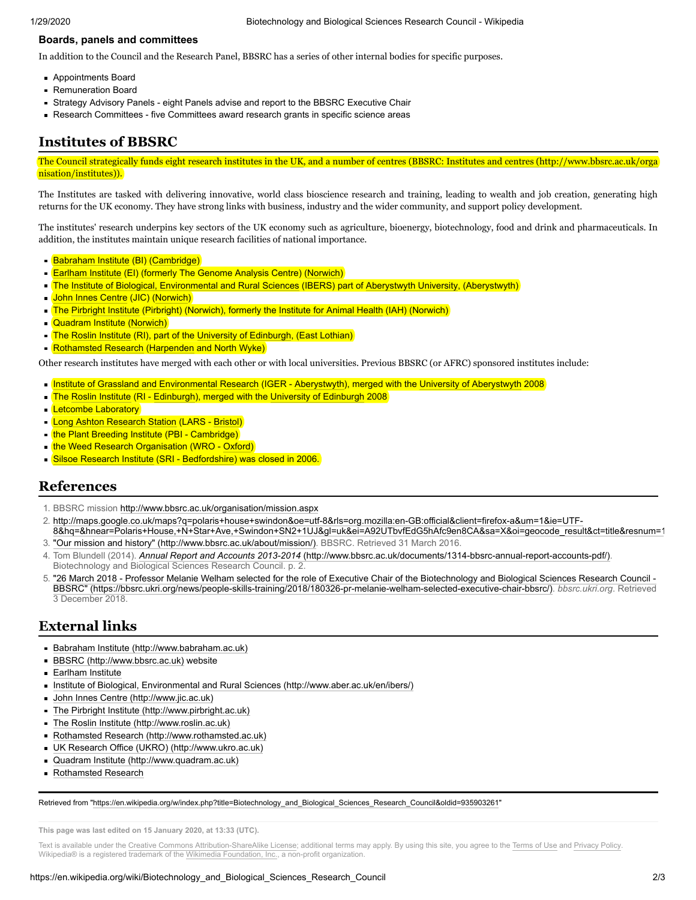### Boards, panels and committees

In addition to the Council and the Research Panel, BBSRC has a series of other internal bodies for specific purposes.

- Appointments Board
- Remuneration Board
- Strategy Advisory Panels - eight Panels advise and report to the BBSRC Executive Chair
- Research Committees - five Committees award research grants in specific science areas

## Institutes of BBSRC

The Council strategically funds eight research institutes in the UK, and a number of centres (BBSRC: Institutes and centres (http://www.bbsrc.ac.uk/organisation/institutes)).

The Institutes are tasked with delivering innovative, world class bioscience research and training, leading to wealth and job creation, generating high returns for the UK economy. They have strong links with business, industry and the wider community, and support policy development.

The institutes' research underpins key sectors of the UK economy such as agriculture, bioenergy, biotechnology, food and drink and pharmaceuticals. In addition, the institutes maintain unique research facilities of national importance.

- Babraham Institute (BI) (Cambridge)
- Earlham Institute (EI) (formerly The Genome Analysis Centre) (Norwich)
- The Institute of Biological, Environmental and Rural Sciences (IBERS) part of Aberystwyth University, (Aberystwyth)
- John Innes Centre (JIC) (Norwich)
- The Pirbright Institute (Pirbright) (Norwich), formerly the Institute for Animal Health (IAH) (Norwich)
- Quadram Institute (Norwich)
- The Roslin Institute (RI), part of the University of Edinburgh, (East Lothian)
- Rothamsted Research (Harpenden and North Wyke)

Other research institutes have merged with each other or with local universities. Previous BBSRC (or AFRC) sponsored institutes include:

- Institute of Grassland and Environmental Research (IGER - Aberystwyth), merged with the University of Aberystwyth 2008
- The Roslin Institute (RI - Edinburgh), merged with the University of Edinburgh 2008
- Letcombe Laboratory
- Long Ashton Research Station (LARS - Bristol)
- the Plant Breeding Institute (PBI - Cambridge)
- the Weed Research Organisation (WRO - Oxford)
- Silsoe Research Institute (SRI - Bedfordshire) was closed in 2006.

## References

1. BBSRC mission http://www.bbsrc.ac.uk/organisation/mission.aspx
2. http://maps.google.co.uk/maps?q=polaris+house+swindon&oe=utf-8&rls=org.mozilla:en-GB:official&client=firefox-a&um=1&ie=UTF-8&hq=&hnear=Polaris+House,+N+Star+Ave,+Swindon+SN2+1UJ&gl=uk&ei=A92UTbvfEdG5hAfc9en8CA&sa=X&oi=geocode_result&ct=title&resnum=1
3. "Our mission and history" (http://www.bbsrc.ac.uk/about/mission/). BBSRC. Retrieved 31 March 2016.
4. Tom Blundell (2014). *Annual Report and Accounts 2013-2014* (http://www.bbsrc.ac.uk/documents/1314-bbsrc-annual-report-accounts-pdf/). Biotechnology and Biological Sciences Research Council. p. 2.
5. "26 March 2018 - Professor Melanie Welham selected for the role of Executive Chair of the Biotechnology and Biological Sciences Research Council - BBSRC" (https://bbsrc.ukri.org/news/people-skills-training/2018/180326-pr-melanie-welham-selected-executive-chair-bbsrc/). *bbsrc.ukri.org*. Retrieved 3 December 2018.

## External links

- Babraham Institute (http://www.babraham.ac.uk)
- BBSRC (http://www.bbsrc.ac.uk) website
- Earlham Institute
- Institute of Biological, Environmental and Rural Sciences (http://www.aber.ac.uk/en/ibers/)
- John Innes Centre (http://www.jic.ac.uk)
- The Pirbright Institute (http://www.pirbright.ac.uk)
- The Roslin Institute (http://www.roslin.ac.uk)
- Rothamsted Research (http://www.rothamsted.ac.uk)
- UK Research Office (UKRO) (http://www.ukro.ac.uk)
- Quadram Institute (http://www.quadram.ac.uk)
- Rothamsted Research

Retrieved from "https://en.wikipedia.org/w/index.php?title=Biotechnology_and_Biological_Sciences_Research_Council&oldid=935903261"

**This page was last edited on 15 January 2020, at 13:33 (UTC).**

Text is available under the Creative Commons Attribution-ShareAlike License; additional terms may apply. By using this site, you agree to the Terms of Use and Privacy Policy. Wikipedia® is a registered trademark of the Wikimedia Foundation, Inc., a non-profit organization.